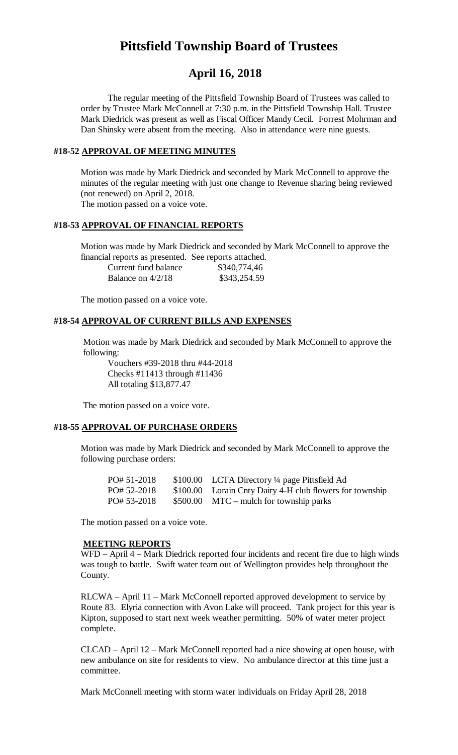# Pittsfield Township Board of Trustees

## April 16, 2018

The regular meeting of the Pittsfield Township Board of Trustees was called to order by Trustee Mark McConnell at 7:30 p.m. in the Pittsfield Township Hall. Trustee Mark Diedrick was present as well as Fiscal Officer Mandy Cecil. Forrest Mohrman and Dan Shinsky were absent from the meeting. Also in attendance were nine guests.

### #18-52 APPROVAL OF MEETING MINUTES

Motion was made by Mark Diedrick and seconded by Mark McConnell to approve the minutes of the regular meeting with just one change to Revenue sharing being reviewed (not renewed) on April 2, 2018.
The motion passed on a voice vote.

### #18-53 APPROVAL OF FINANCIAL REPORTS

Motion was made by Mark Diedrick and seconded by Mark McConnell to approve the financial reports as presented. See reports attached.

| | |
|---|---|
| Current fund balance | \$340,774,46 |
| Balance on 4/2/18 | \$343,254.59 |

The motion passed on a voice vote.

### #18-54 APPROVAL OF CURRENT BILLS AND EXPENSES

Motion was made by Mark Diedrick and seconded by Mark McConnell to approve the following:

Vouchers #39-2018 thru #44-2018
Checks #11413 through #11436
All totaling \$13,877.47

The motion passed on a voice vote.

### #18-55 APPROVAL OF PURCHASE ORDERS

Motion was made by Mark Diedrick and seconded by Mark McConnell to approve the following purchase orders:

| | | |
|---|---|---|
| PO# 51-2018 | \$100.00 | LCTA Directory ¼ page Pittsfield Ad |
| PO# 52-2018 | \$100.00 | Lorain Cnty Dairy 4-H club flowers for township |
| PO# 53-2018 | \$500.00 | MTC – mulch for township parks |

The motion passed on a voice vote.

### MEETING REPORTS

WFD – April 4 – Mark Diedrick reported four incidents and recent fire due to high winds was tough to battle. Swift water team out of Wellington provides help throughout the County.

RLCWA – April 11 – Mark McConnell reported approved development to service by Route 83. Elyria connection with Avon Lake will proceed. Tank project for this year is Kipton, supposed to start next week weather permitting. 50% of water meter project complete.

CLCAD – April 12 – Mark McConnell reported had a nice showing at open house, with new ambulance on site for residents to view. No ambulance director at this time just a committee.

Mark McConnell meeting with storm water individuals on Friday April 28, 2018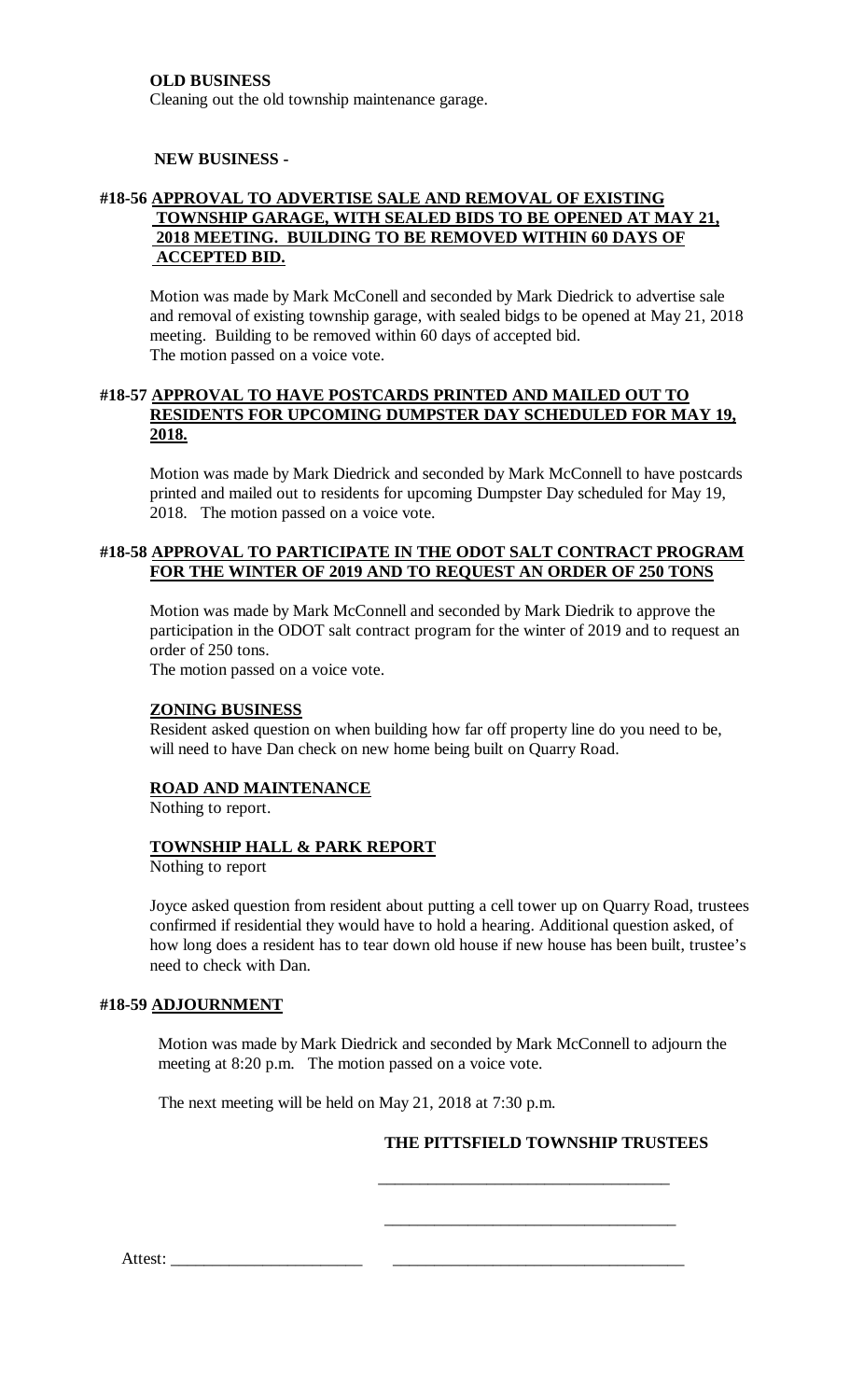**OLD BUSINESS**

Cleaning out the old township maintenance garage.

**NEW BUSINESS -**

**#18-56 APPROVAL TO ADVERTISE SALE AND REMOVAL OF EXISTING TOWNSHIP GARAGE, WITH SEALED BIDS TO BE OPENED AT MAY 21, 2018 MEETING. BUILDING TO BE REMOVED WITHIN 60 DAYS OF ACCEPTED BID.**

Motion was made by Mark McConell and seconded by Mark Diedrick to advertise sale and removal of existing township garage, with sealed bidgs to be opened at May 21, 2018 meeting. Building to be removed within 60 days of accepted bid.
The motion passed on a voice vote.

**#18-57 APPROVAL TO HAVE POSTCARDS PRINTED AND MAILED OUT TO RESIDENTS FOR UPCOMING DUMPSTER DAY SCHEDULED FOR MAY 19, 2018.**

Motion was made by Mark Diedrick and seconded by Mark McConnell to have postcards printed and mailed out to residents for upcoming Dumpster Day scheduled for May 19, 2018. The motion passed on a voice vote.

**#18-58 APPROVAL TO PARTICIPATE IN THE ODOT SALT CONTRACT PROGRAM FOR THE WINTER OF 2019 AND TO REQUEST AN ORDER OF 250 TONS**

Motion was made by Mark McConnell and seconded by Mark Diedrik to approve the participation in the ODOT salt contract program for the winter of 2019 and to request an order of 250 tons.
The motion passed on a voice vote.

**ZONING BUSINESS**

Resident asked question on when building how far off property line do you need to be, will need to have Dan check on new home being built on Quarry Road.

**ROAD AND MAINTENANCE**

Nothing to report.

**TOWNSHIP HALL & PARK REPORT**

Nothing to report

Joyce asked question from resident about putting a cell tower up on Quarry Road, trustees confirmed if residential they would have to hold a hearing. Additional question asked, of how long does a resident has to tear down old house if new house has been built, trustee's need to check with Dan.

**#18-59 ADJOURNMENT**

Motion was made by Mark Diedrick and seconded by Mark McConnell to adjourn the meeting at 8:20 p.m. The motion passed on a voice vote.

The next meeting will be held on May 21, 2018 at 7:30 p.m.

**THE PITTSFIELD TOWNSHIP TRUSTEES**

\_\_\_\_\_\_\_\_\_\_\_\_\_\_\_\_\_\_\_\_\_\_\_\_\_\_\_\_\_\_\_\_\_\_

\_\_\_\_\_\_\_\_\_\_\_\_\_\_\_\_\_\_\_\_\_\_\_\_\_\_\_\_\_\_\_\_\_\_

Attest: \_\_\_\_\_\_\_\_\_\_\_\_\_\_\_\_\_\_\_\_\_\_ \_\_\_\_\_\_\_\_\_\_\_\_\_\_\_\_\_\_\_\_\_\_\_\_\_\_\_\_\_\_\_\_\_\_